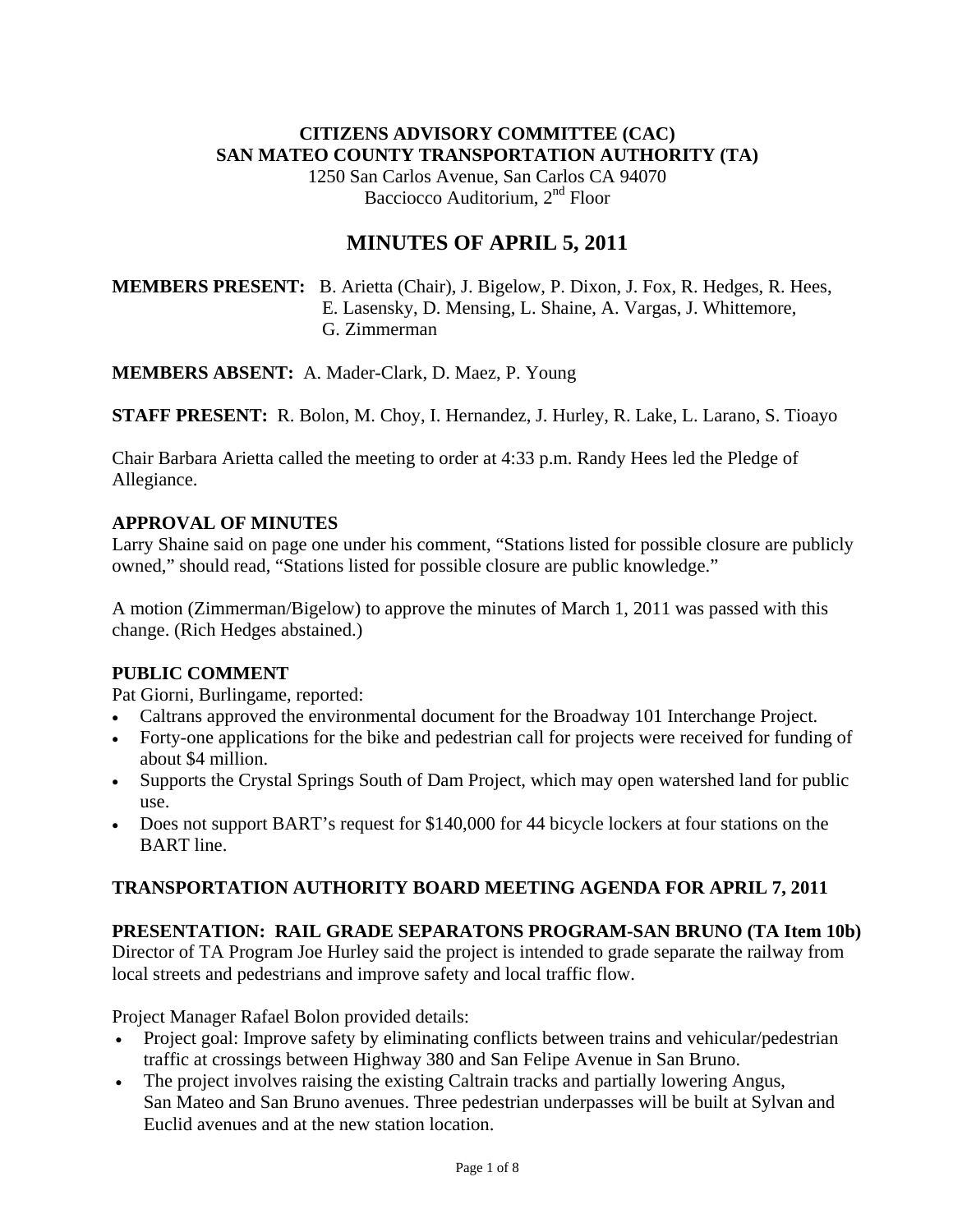**CITIZENS ADVISORY COMMITTEE (CAC)**
**SAN MATEO COUNTY TRANSPORTATION AUTHORITY (TA)**
1250 San Carlos Avenue, San Carlos CA 94070
Bacciocco Auditorium, 2nd Floor

# MINUTES OF APRIL 5, 2011

**MEMBERS PRESENT:** B. Arietta (Chair), J. Bigelow, P. Dixon, J. Fox, R. Hedges, R. Hees, E. Lasensky, D. Mensing, L. Shaine, A. Vargas, J. Whittemore, G. Zimmerman

**MEMBERS ABSENT:** A. Mader-Clark, D. Maez, P. Young

**STAFF PRESENT:** R. Bolon, M. Choy, I. Hernandez, J. Hurley, R. Lake, L. Larano, S. Tioayo

Chair Barbara Arietta called the meeting to order at 4:33 p.m. Randy Hees led the Pledge of Allegiance.

**APPROVAL OF MINUTES**

Larry Shaine said on page one under his comment, "Stations listed for possible closure are publicly owned," should read, "Stations listed for possible closure are public knowledge."

A motion (Zimmerman/Bigelow) to approve the minutes of March 1, 2011 was passed with this change. (Rich Hedges abstained.)

**PUBLIC COMMENT**

Pat Giorni, Burlingame, reported:

- Caltrans approved the environmental document for the Broadway 101 Interchange Project.
- Forty-one applications for the bike and pedestrian call for projects were received for funding of about $4 million.
- Supports the Crystal Springs South of Dam Project, which may open watershed land for public use.
- Does not support BART's request for $140,000 for 44 bicycle lockers at four stations on the BART line.

**TRANSPORTATION AUTHORITY BOARD MEETING AGENDA FOR APRIL 7, 2011**

**PRESENTATION: RAIL GRADE SEPARATONS PROGRAM-SAN BRUNO (TA Item 10b)**

Director of TA Program Joe Hurley said the project is intended to grade separate the railway from local streets and pedestrians and improve safety and local traffic flow.

Project Manager Rafael Bolon provided details:

- Project goal: Improve safety by eliminating conflicts between trains and vehicular/pedestrian traffic at crossings between Highway 380 and San Felipe Avenue in San Bruno.
- The project involves raising the existing Caltrain tracks and partially lowering Angus, San Mateo and San Bruno avenues. Three pedestrian underpasses will be built at Sylvan and Euclid avenues and at the new station location.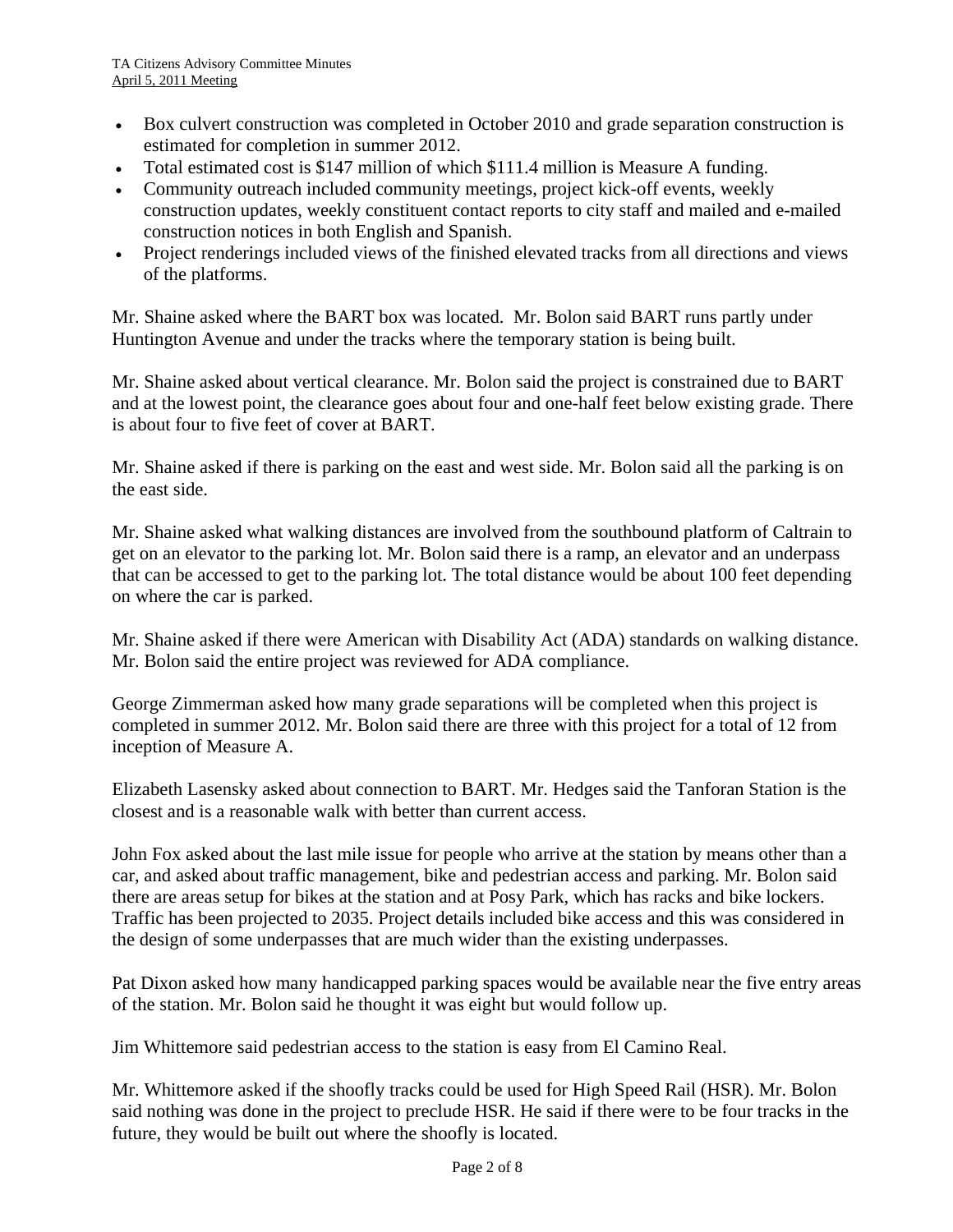- Box culvert construction was completed in October 2010 and grade separation construction is estimated for completion in summer 2012.
- Total estimated cost is $147 million of which $111.4 million is Measure A funding.
- Community outreach included community meetings, project kick-off events, weekly construction updates, weekly constituent contact reports to city staff and mailed and e-mailed construction notices in both English and Spanish.
- Project renderings included views of the finished elevated tracks from all directions and views of the platforms.

Mr. Shaine asked where the BART box was located. Mr. Bolon said BART runs partly under Huntington Avenue and under the tracks where the temporary station is being built.

Mr. Shaine asked about vertical clearance. Mr. Bolon said the project is constrained due to BART and at the lowest point, the clearance goes about four and one-half feet below existing grade. There is about four to five feet of cover at BART.

Mr. Shaine asked if there is parking on the east and west side. Mr. Bolon said all the parking is on the east side.

Mr. Shaine asked what walking distances are involved from the southbound platform of Caltrain to get on an elevator to the parking lot. Mr. Bolon said there is a ramp, an elevator and an underpass that can be accessed to get to the parking lot. The total distance would be about 100 feet depending on where the car is parked.

Mr. Shaine asked if there were American with Disability Act (ADA) standards on walking distance. Mr. Bolon said the entire project was reviewed for ADA compliance.

George Zimmerman asked how many grade separations will be completed when this project is completed in summer 2012. Mr. Bolon said there are three with this project for a total of 12 from inception of Measure A.

Elizabeth Lasensky asked about connection to BART. Mr. Hedges said the Tanforan Station is the closest and is a reasonable walk with better than current access.

John Fox asked about the last mile issue for people who arrive at the station by means other than a car, and asked about traffic management, bike and pedestrian access and parking. Mr. Bolon said there are areas setup for bikes at the station and at Posy Park, which has racks and bike lockers. Traffic has been projected to 2035. Project details included bike access and this was considered in the design of some underpasses that are much wider than the existing underpasses.

Pat Dixon asked how many handicapped parking spaces would be available near the five entry areas of the station. Mr. Bolon said he thought it was eight but would follow up.

Jim Whittemore said pedestrian access to the station is easy from El Camino Real.

Mr. Whittemore asked if the shoofly tracks could be used for High Speed Rail (HSR). Mr. Bolon said nothing was done in the project to preclude HSR. He said if there were to be four tracks in the future, they would be built out where the shoofly is located.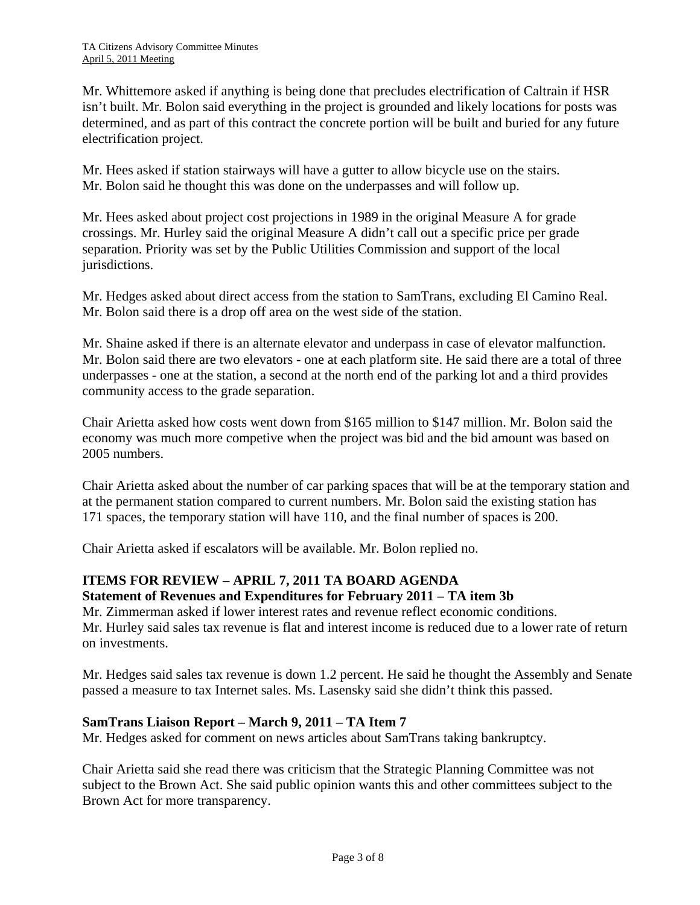Mr. Whittemore asked if anything is being done that precludes electrification of Caltrain if HSR isn't built. Mr. Bolon said everything in the project is grounded and likely locations for posts was determined, and as part of this contract the concrete portion will be built and buried for any future electrification project.

Mr. Hees asked if station stairways will have a gutter to allow bicycle use on the stairs. Mr. Bolon said he thought this was done on the underpasses and will follow up.

Mr. Hees asked about project cost projections in 1989 in the original Measure A for grade crossings. Mr. Hurley said the original Measure A didn't call out a specific price per grade separation. Priority was set by the Public Utilities Commission and support of the local jurisdictions.

Mr. Hedges asked about direct access from the station to SamTrans, excluding El Camino Real. Mr. Bolon said there is a drop off area on the west side of the station.

Mr. Shaine asked if there is an alternate elevator and underpass in case of elevator malfunction. Mr. Bolon said there are two elevators - one at each platform site. He said there are a total of three underpasses - one at the station, a second at the north end of the parking lot and a third provides community access to the grade separation.

Chair Arietta asked how costs went down from $165 million to $147 million. Mr. Bolon said the economy was much more competive when the project was bid and the bid amount was based on 2005 numbers.

Chair Arietta asked about the number of car parking spaces that will be at the temporary station and at the permanent station compared to current numbers. Mr. Bolon said the existing station has 171 spaces, the temporary station will have 110, and the final number of spaces is 200.

Chair Arietta asked if escalators will be available. Mr. Bolon replied no.

**ITEMS FOR REVIEW – APRIL 7, 2011 TA BOARD AGENDA**

**Statement of Revenues and Expenditures for February 2011 – TA item 3b**

Mr. Zimmerman asked if lower interest rates and revenue reflect economic conditions. Mr. Hurley said sales tax revenue is flat and interest income is reduced due to a lower rate of return on investments.

Mr. Hedges said sales tax revenue is down 1.2 percent. He said he thought the Assembly and Senate passed a measure to tax Internet sales. Ms. Lasensky said she didn't think this passed.

**SamTrans Liaison Report – March 9, 2011 – TA Item 7**

Mr. Hedges asked for comment on news articles about SamTrans taking bankruptcy.

Chair Arietta said she read there was criticism that the Strategic Planning Committee was not subject to the Brown Act. She said public opinion wants this and other committees subject to the Brown Act for more transparency.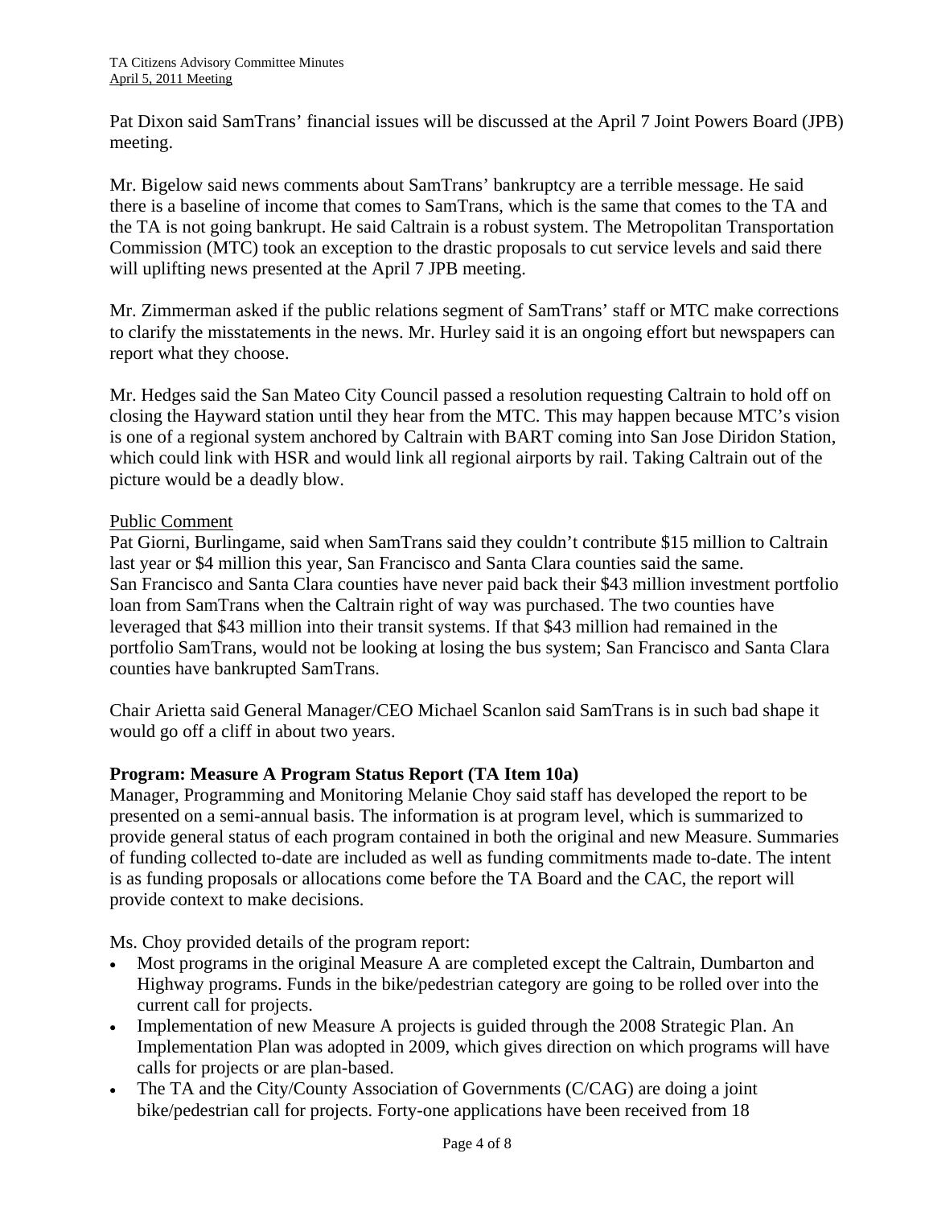Pat Dixon said SamTrans' financial issues will be discussed at the April 7 Joint Powers Board (JPB) meeting.

Mr. Bigelow said news comments about SamTrans' bankruptcy are a terrible message. He said there is a baseline of income that comes to SamTrans, which is the same that comes to the TA and the TA is not going bankrupt. He said Caltrain is a robust system. The Metropolitan Transportation Commission (MTC) took an exception to the drastic proposals to cut service levels and said there will uplifting news presented at the April 7 JPB meeting.

Mr. Zimmerman asked if the public relations segment of SamTrans' staff or MTC make corrections to clarify the misstatements in the news. Mr. Hurley said it is an ongoing effort but newspapers can report what they choose.

Mr. Hedges said the San Mateo City Council passed a resolution requesting Caltrain to hold off on closing the Hayward station until they hear from the MTC. This may happen because MTC's vision is one of a regional system anchored by Caltrain with BART coming into San Jose Diridon Station, which could link with HSR and would link all regional airports by rail. Taking Caltrain out of the picture would be a deadly blow.

Public Comment

Pat Giorni, Burlingame, said when SamTrans said they couldn't contribute $15 million to Caltrain last year or $4 million this year, San Francisco and Santa Clara counties said the same. San Francisco and Santa Clara counties have never paid back their $43 million investment portfolio loan from SamTrans when the Caltrain right of way was purchased. The two counties have leveraged that $43 million into their transit systems. If that $43 million had remained in the portfolio SamTrans, would not be looking at losing the bus system; San Francisco and Santa Clara counties have bankrupted SamTrans.

Chair Arietta said General Manager/CEO Michael Scanlon said SamTrans is in such bad shape it would go off a cliff in about two years.

**Program: Measure A Program Status Report (TA Item 10a)**

Manager, Programming and Monitoring Melanie Choy said staff has developed the report to be presented on a semi-annual basis. The information is at program level, which is summarized to provide general status of each program contained in both the original and new Measure. Summaries of funding collected to-date are included as well as funding commitments made to-date. The intent is as funding proposals or allocations come before the TA Board and the CAC, the report will provide context to make decisions.

Ms. Choy provided details of the program report:

- Most programs in the original Measure A are completed except the Caltrain, Dumbarton and Highway programs. Funds in the bike/pedestrian category are going to be rolled over into the current call for projects.
- Implementation of new Measure A projects is guided through the 2008 Strategic Plan. An Implementation Plan was adopted in 2009, which gives direction on which programs will have calls for projects or are plan-based.
- The TA and the City/County Association of Governments (C/CAG) are doing a joint bike/pedestrian call for projects. Forty-one applications have been received from 18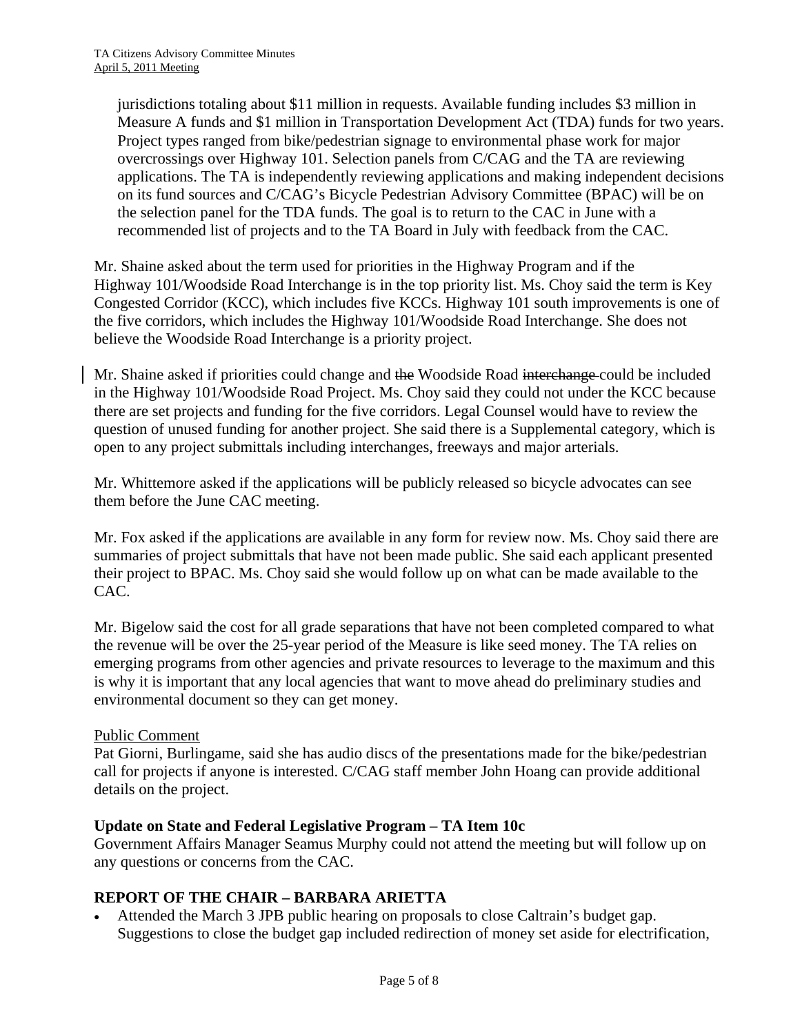jurisdictions totaling about $11 million in requests. Available funding includes $3 million in Measure A funds and $1 million in Transportation Development Act (TDA) funds for two years. Project types ranged from bike/pedestrian signage to environmental phase work for major overcrossings over Highway 101. Selection panels from C/CAG and the TA are reviewing applications. The TA is independently reviewing applications and making independent decisions on its fund sources and C/CAG's Bicycle Pedestrian Advisory Committee (BPAC) will be on the selection panel for the TDA funds. The goal is to return to the CAC in June with a recommended list of projects and to the TA Board in July with feedback from the CAC.

Mr. Shaine asked about the term used for priorities in the Highway Program and if the Highway 101/Woodside Road Interchange is in the top priority list. Ms. Choy said the term is Key Congested Corridor (KCC), which includes five KCCs. Highway 101 south improvements is one of the five corridors, which includes the Highway 101/Woodside Road Interchange. She does not believe the Woodside Road Interchange is a priority project.

Mr. Shaine asked if priorities could change and ~~the~~ Woodside Road ~~interchange~~ could be included in the Highway 101/Woodside Road Project. Ms. Choy said they could not under the KCC because there are set projects and funding for the five corridors. Legal Counsel would have to review the question of unused funding for another project. She said there is a Supplemental category, which is open to any project submittals including interchanges, freeways and major arterials.

Mr. Whittemore asked if the applications will be publicly released so bicycle advocates can see them before the June CAC meeting.

Mr. Fox asked if the applications are available in any form for review now. Ms. Choy said there are summaries of project submittals that have not been made public. She said each applicant presented their project to BPAC. Ms. Choy said she would follow up on what can be made available to the CAC.

Mr. Bigelow said the cost for all grade separations that have not been completed compared to what the revenue will be over the 25-year period of the Measure is like seed money. The TA relies on emerging programs from other agencies and private resources to leverage to the maximum and this is why it is important that any local agencies that want to move ahead do preliminary studies and environmental document so they can get money.

Public Comment
Pat Giorni, Burlingame, said she has audio discs of the presentations made for the bike/pedestrian call for projects if anyone is interested. C/CAG staff member John Hoang can provide additional details on the project.

**Update on State and Federal Legislative Program – TA Item 10c**
Government Affairs Manager Seamus Murphy could not attend the meeting but will follow up on any questions or concerns from the CAC.

## REPORT OF THE CHAIR – BARBARA ARIETTA

- Attended the March 3 JPB public hearing on proposals to close Caltrain's budget gap. Suggestions to close the budget gap included redirection of money set aside for electrification,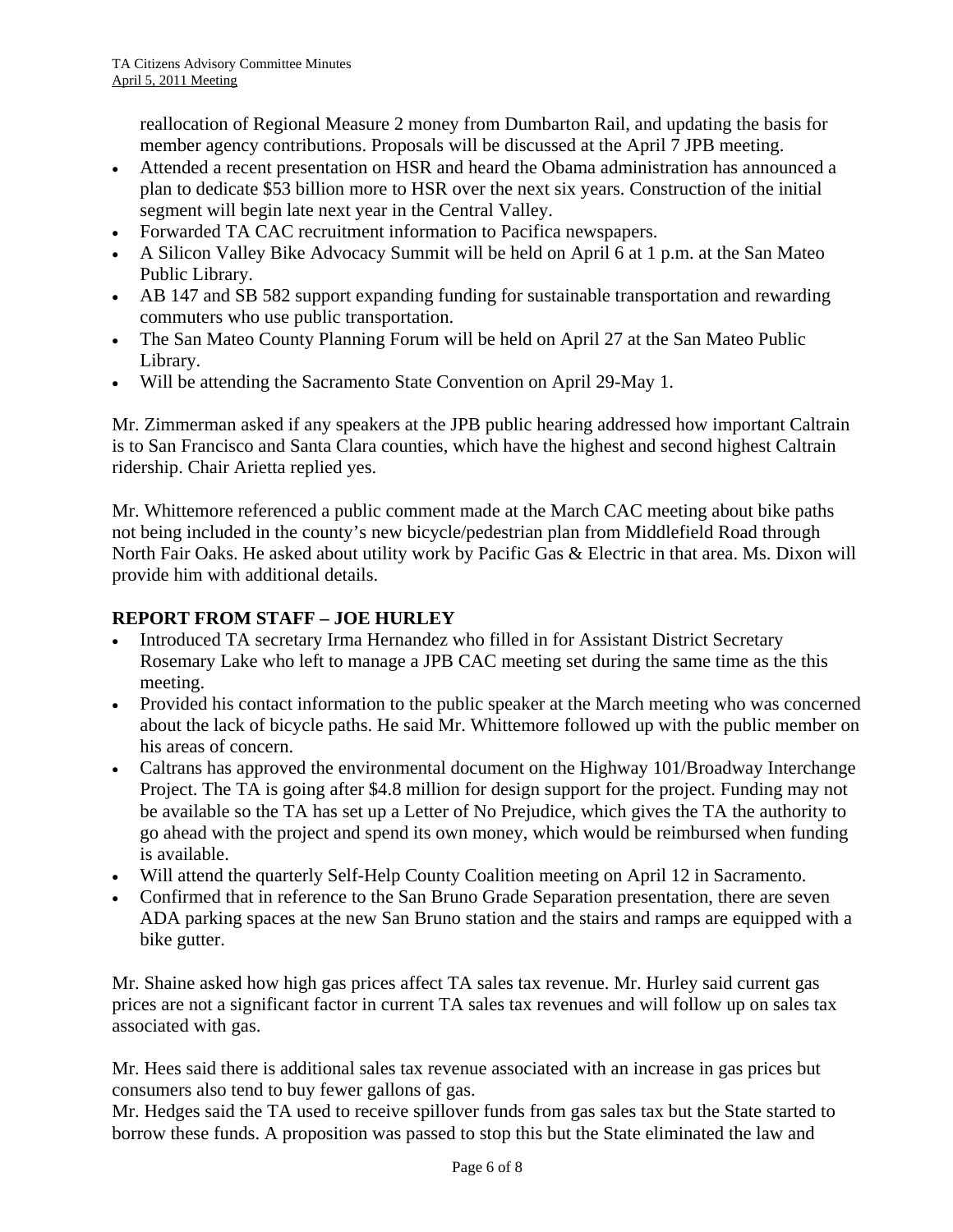reallocation of Regional Measure 2 money from Dumbarton Rail, and updating the basis for member agency contributions. Proposals will be discussed at the April 7 JPB meeting.

- Attended a recent presentation on HSR and heard the Obama administration has announced a plan to dedicate $53 billion more to HSR over the next six years. Construction of the initial segment will begin late next year in the Central Valley.
- Forwarded TA CAC recruitment information to Pacifica newspapers.
- A Silicon Valley Bike Advocacy Summit will be held on April 6 at 1 p.m. at the San Mateo Public Library.
- AB 147 and SB 582 support expanding funding for sustainable transportation and rewarding commuters who use public transportation.
- The San Mateo County Planning Forum will be held on April 27 at the San Mateo Public Library.
- Will be attending the Sacramento State Convention on April 29-May 1.

Mr. Zimmerman asked if any speakers at the JPB public hearing addressed how important Caltrain is to San Francisco and Santa Clara counties, which have the highest and second highest Caltrain ridership. Chair Arietta replied yes.

Mr. Whittemore referenced a public comment made at the March CAC meeting about bike paths not being included in the county's new bicycle/pedestrian plan from Middlefield Road through North Fair Oaks. He asked about utility work by Pacific Gas & Electric in that area. Ms. Dixon will provide him with additional details.

## REPORT FROM STAFF – JOE HURLEY

- Introduced TA secretary Irma Hernandez who filled in for Assistant District Secretary Rosemary Lake who left to manage a JPB CAC meeting set during the same time as the this meeting.
- Provided his contact information to the public speaker at the March meeting who was concerned about the lack of bicycle paths. He said Mr. Whittemore followed up with the public member on his areas of concern.
- Caltrans has approved the environmental document on the Highway 101/Broadway Interchange Project. The TA is going after $4.8 million for design support for the project. Funding may not be available so the TA has set up a Letter of No Prejudice, which gives the TA the authority to go ahead with the project and spend its own money, which would be reimbursed when funding is available.
- Will attend the quarterly Self-Help County Coalition meeting on April 12 in Sacramento.
- Confirmed that in reference to the San Bruno Grade Separation presentation, there are seven ADA parking spaces at the new San Bruno station and the stairs and ramps are equipped with a bike gutter.

Mr. Shaine asked how high gas prices affect TA sales tax revenue. Mr. Hurley said current gas prices are not a significant factor in current TA sales tax revenues and will follow up on sales tax associated with gas.

Mr. Hees said there is additional sales tax revenue associated with an increase in gas prices but consumers also tend to buy fewer gallons of gas.

Mr. Hedges said the TA used to receive spillover funds from gas sales tax but the State started to borrow these funds. A proposition was passed to stop this but the State eliminated the law and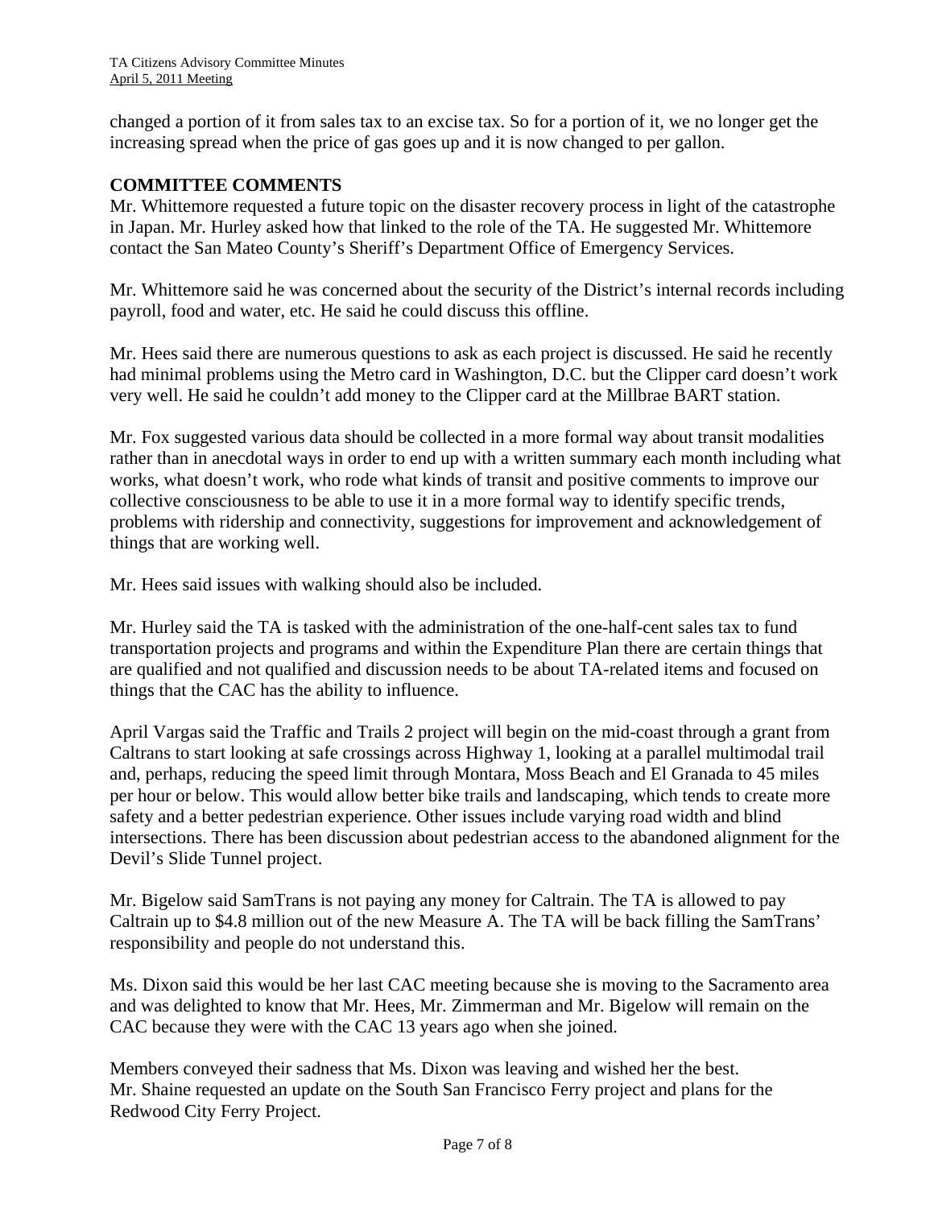changed a portion of it from sales tax to an excise tax. So for a portion of it, we no longer get the increasing spread when the price of gas goes up and it is now changed to per gallon.

**COMMITTEE COMMENTS**

Mr. Whittemore requested a future topic on the disaster recovery process in light of the catastrophe in Japan. Mr. Hurley asked how that linked to the role of the TA. He suggested Mr. Whittemore contact the San Mateo County's Sheriff's Department Office of Emergency Services.

Mr. Whittemore said he was concerned about the security of the District's internal records including payroll, food and water, etc. He said he could discuss this offline.

Mr. Hees said there are numerous questions to ask as each project is discussed. He said he recently had minimal problems using the Metro card in Washington, D.C. but the Clipper card doesn't work very well. He said he couldn't add money to the Clipper card at the Millbrae BART station.

Mr. Fox suggested various data should be collected in a more formal way about transit modalities rather than in anecdotal ways in order to end up with a written summary each month including what works, what doesn't work, who rode what kinds of transit and positive comments to improve our collective consciousness to be able to use it in a more formal way to identify specific trends, problems with ridership and connectivity, suggestions for improvement and acknowledgement of things that are working well.

Mr. Hees said issues with walking should also be included.

Mr. Hurley said the TA is tasked with the administration of the one-half-cent sales tax to fund transportation projects and programs and within the Expenditure Plan there are certain things that are qualified and not qualified and discussion needs to be about TA-related items and focused on things that the CAC has the ability to influence.

April Vargas said the Traffic and Trails 2 project will begin on the mid-coast through a grant from Caltrans to start looking at safe crossings across Highway 1, looking at a parallel multimodal trail and, perhaps, reducing the speed limit through Montara, Moss Beach and El Granada to 45 miles per hour or below. This would allow better bike trails and landscaping, which tends to create more safety and a better pedestrian experience. Other issues include varying road width and blind intersections. There has been discussion about pedestrian access to the abandoned alignment for the Devil's Slide Tunnel project.

Mr. Bigelow said SamTrans is not paying any money for Caltrain. The TA is allowed to pay Caltrain up to $4.8 million out of the new Measure A. The TA will be back filling the SamTrans' responsibility and people do not understand this.

Ms. Dixon said this would be her last CAC meeting because she is moving to the Sacramento area and was delighted to know that Mr. Hees, Mr. Zimmerman and Mr. Bigelow will remain on the CAC because they were with the CAC 13 years ago when she joined.

Members conveyed their sadness that Ms. Dixon was leaving and wished her the best.
Mr. Shaine requested an update on the South San Francisco Ferry project and plans for the Redwood City Ferry Project.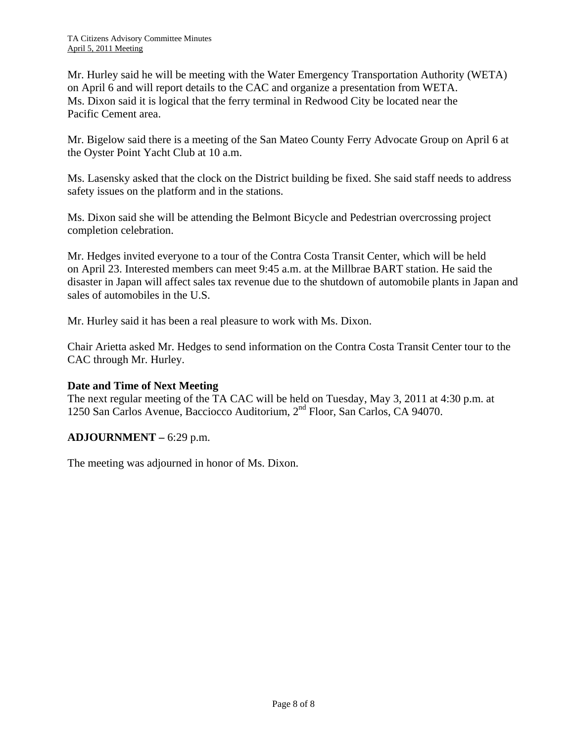Mr. Hurley said he will be meeting with the Water Emergency Transportation Authority (WETA) on April 6 and will report details to the CAC and organize a presentation from WETA. Ms. Dixon said it is logical that the ferry terminal in Redwood City be located near the Pacific Cement area.

Mr. Bigelow said there is a meeting of the San Mateo County Ferry Advocate Group on April 6 at the Oyster Point Yacht Club at 10 a.m.

Ms. Lasensky asked that the clock on the District building be fixed. She said staff needs to address safety issues on the platform and in the stations.

Ms. Dixon said she will be attending the Belmont Bicycle and Pedestrian overcrossing project completion celebration.

Mr. Hedges invited everyone to a tour of the Contra Costa Transit Center, which will be held on April 23. Interested members can meet 9:45 a.m. at the Millbrae BART station. He said the disaster in Japan will affect sales tax revenue due to the shutdown of automobile plants in Japan and sales of automobiles in the U.S.

Mr. Hurley said it has been a real pleasure to work with Ms. Dixon.

Chair Arietta asked Mr. Hedges to send information on the Contra Costa Transit Center tour to the CAC through Mr. Hurley.

**Date and Time of Next Meeting**

The next regular meeting of the TA CAC will be held on Tuesday, May 3, 2011 at 4:30 p.m. at 1250 San Carlos Avenue, Bacciocco Auditorium, 2nd Floor, San Carlos, CA 94070.

**ADJOURNMENT –** 6:29 p.m.

The meeting was adjourned in honor of Ms. Dixon.